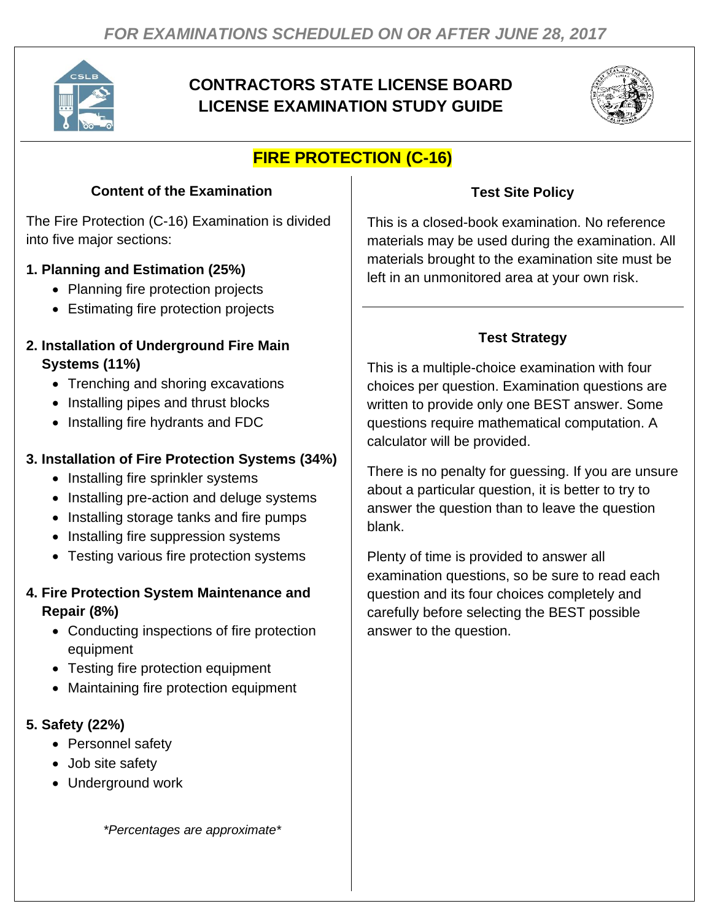*FOR EXAMINATIONS SCHEDULED ON OR AFTER JUNE 28, 2017*

# CONTRACTORS STATE LICENSE BOARD LICENSE EXAMINATION STUDY GUIDE

## FIRE PROTECTION (C-16)

### Content of the Examination

The Fire Protection (C-16) Examination is divided into five major sections:

**1. Planning and Estimation (25%)**
- Planning fire protection projects
- Estimating fire protection projects

**2. Installation of Underground Fire Main Systems (11%)**
- Trenching and shoring excavations
- Installing pipes and thrust blocks
- Installing fire hydrants and FDC

**3. Installation of Fire Protection Systems (34%)**
- Installing fire sprinkler systems
- Installing pre-action and deluge systems
- Installing storage tanks and fire pumps
- Installing fire suppression systems
- Testing various fire protection systems

**4. Fire Protection System Maintenance and Repair (8%)**
- Conducting inspections of fire protection equipment
- Testing fire protection equipment
- Maintaining fire protection equipment

**5. Safety (22%)**
- Personnel safety
- Job site safety
- Underground work

*\*Percentages are approximate\**

### Test Site Policy

This is a closed-book examination. No reference materials may be used during the examination. All materials brought to the examination site must be left in an unmonitored area at your own risk.

### Test Strategy

This is a multiple-choice examination with four choices per question. Examination questions are written to provide only one BEST answer. Some questions require mathematical computation. A calculator will be provided.

There is no penalty for guessing. If you are unsure about a particular question, it is better to try to answer the question than to leave the question blank.

Plenty of time is provided to answer all examination questions, so be sure to read each question and its four choices completely and carefully before selecting the BEST possible answer to the question.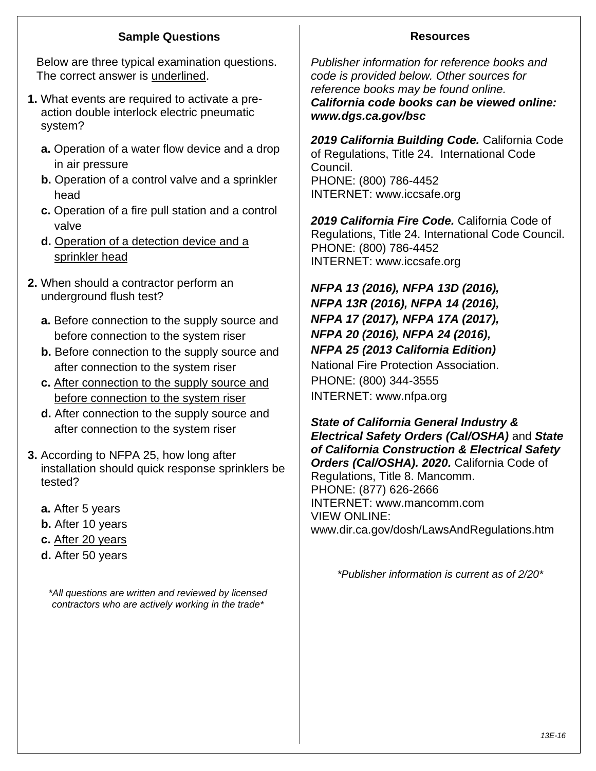## Sample Questions

Below are three typical examination questions. The correct answer is <u>underlined</u>.

**1.** What events are required to activate a pre-action double interlock electric pneumatic system?

- **a.** Operation of a water flow device and a drop in air pressure
- **b.** Operation of a control valve and a sprinkler head
- **c.** Operation of a fire pull station and a control valve
- **d.** <u>Operation of a detection device and a sprinkler head</u>

**2.** When should a contractor perform an underground flush test?

- **a.** Before connection to the supply source and before connection to the system riser
- **b.** Before connection to the supply source and after connection to the system riser
- **c.** <u>After connection to the supply source and before connection to the system riser</u>
- **d.** After connection to the supply source and after connection to the system riser

**3.** According to NFPA 25, how long after installation should quick response sprinklers be tested?

- **a.** After 5 years
- **b.** After 10 years
- **c.** <u>After 20 years</u>
- **d.** After 50 years

*\*All questions are written and reviewed by licensed contractors who are actively working in the trade\**

## Resources

*Publisher information for reference books and code is provided below. Other sources for reference books may be found online.*
***California code books can be viewed online: www.dgs.ca.gov/bsc***

***2019 California Building Code.*** California Code of Regulations, Title 24. International Code Council.
PHONE: (800) 786-4452
INTERNET: www.iccsafe.org

***2019 California Fire Code.*** California Code of Regulations, Title 24. International Code Council.
PHONE: (800) 786-4452
INTERNET: www.iccsafe.org

***NFPA 13 (2016), NFPA 13D (2016), NFPA 13R (2016), NFPA 14 (2016), NFPA 17 (2017), NFPA 17A (2017), NFPA 20 (2016), NFPA 24 (2016), NFPA 25 (2013 California Edition)***
National Fire Protection Association.
PHONE: (800) 344-3555
INTERNET: www.nfpa.org

***State of California General Industry & Electrical Safety Orders (Cal/OSHA)*** and ***State of California Construction & Electrical Safety Orders (Cal/OSHA). 2020.*** California Code of Regulations, Title 8. Mancomm.
PHONE: (877) 626-2666
INTERNET: www.mancomm.com
VIEW ONLINE:
www.dir.ca.gov/dosh/LawsAndRegulations.htm

*\*Publisher information is current as of 2/20\**

*13E-16*